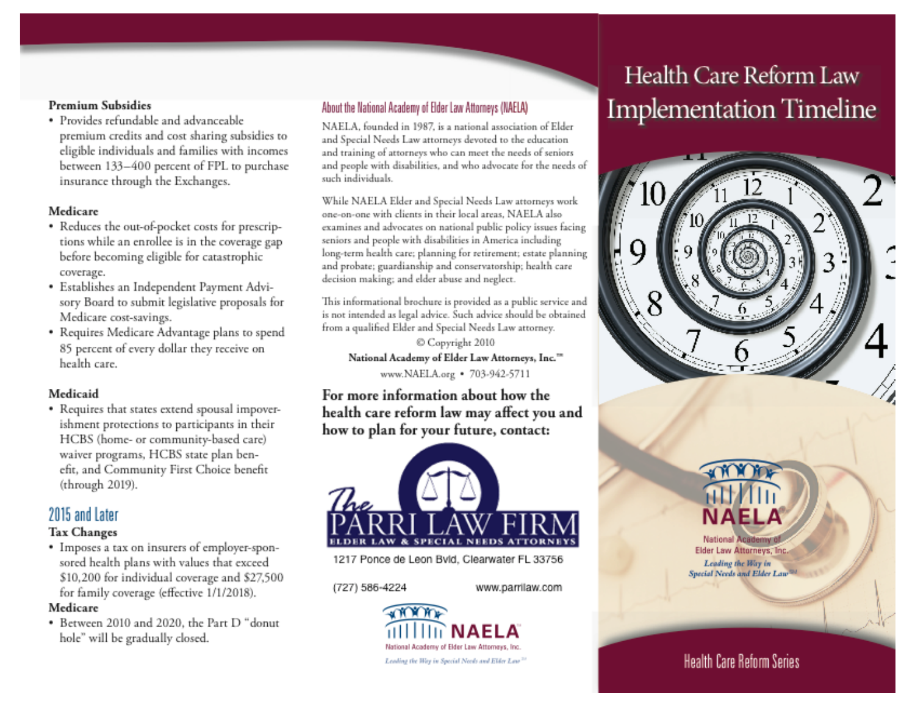### Premium Subsidies

- Provides refundable and advanceable premium credits and cost sharing subsidies to eligible individuals and families with incomes between 133–400 percent of FPL to purchase insurance through the Exchanges.

### Medicare

- Reduces the out-of-pocket costs for prescriptions while an enrollee is in the coverage gap before becoming eligible for catastrophic coverage.
- Establishes an Independent Payment Advisory Board to submit legislative proposals for Medicare cost-savings.
- Requires Medicare Advantage plans to spend 85 percent of every dollar they receive on health care.

### Medicaid

- Requires that states extend spousal impoverishment protections to participants in their HCBS (home- or community-based care) waiver programs, HCBS state plan benefit, and Community First Choice benefit (through 2019).

## 2015 and Later

### Tax Changes

- Imposes a tax on insurers of employer-sponsored health plans with values that exceed $10,200 for individual coverage and $27,500 for family coverage (effective 1/1/2018).

### Medicare

- Between 2010 and 2020, the Part D "donut hole" will be gradually closed.

## About the National Academy of Elder Law Attorneys (NAELA)

NAELA, founded in 1987, is a national association of Elder and Special Needs Law attorneys devoted to the education and training of attorneys who can meet the needs of seniors and people with disabilities, and who advocate for the needs of such individuals.

While NAELA Elder and Special Needs Law attorneys work one-on-one with clients in their local areas, NAELA also examines and advocates on national public policy issues facing seniors and people with disabilities in America including long-term health care; planning for retirement; estate planning and probate; guardianship and conservatorship; health care decision making; and elder abuse and neglect.

This informational brochure is provided as a public service and is not intended as legal advice. Such advice should be obtained from a qualified Elder and Special Needs Law attorney.

© Copyright 2010

**National Academy of Elder Law Attorneys, Inc.™**

www.NAELA.org • 703-942-5711

**For more information about how the health care reform law may affect you and how to plan for your future, contact:**

The PARRI LAW FIRM
ELDER LAW & SPECIAL NEEDS ATTORNEYS

1217 Ponce de Leon Blvd, Clearwater FL 33756

(727) 586-4224 www.parrilaw.com

NAELA
National Academy of Elder Law Attorneys, Inc.
*Leading the Way in Special Needs and Elder Law℠*

# Health Care Reform Law Implementation Timeline

NAELA
National Academy of Elder Law Attorneys, Inc.
*Leading the Way in Special Needs and Elder Law℠*

Health Care Reform Series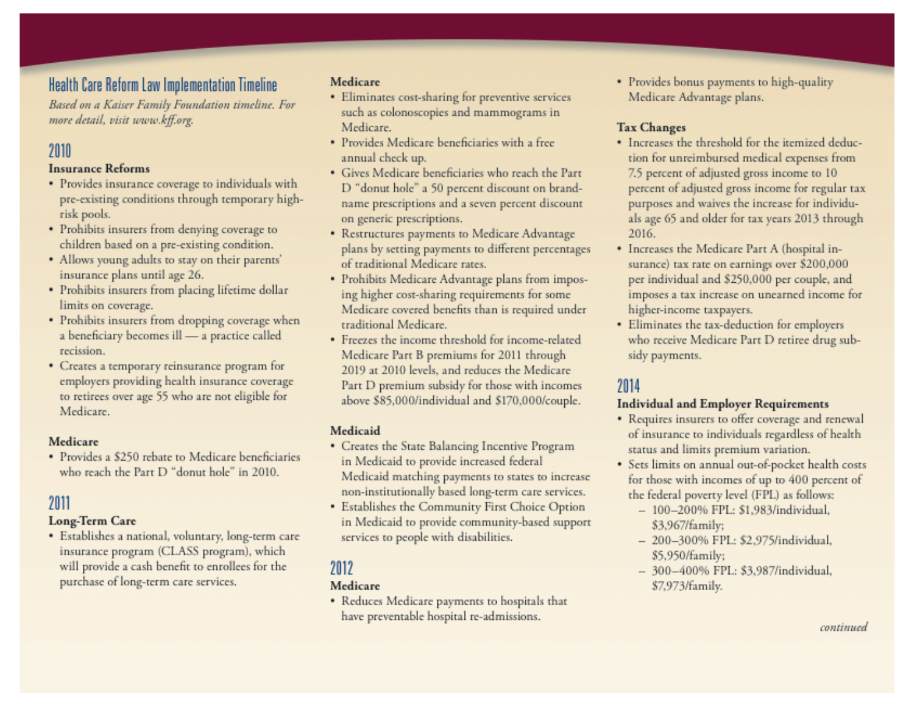## Health Care Reform Law Implementation Timeline

*Based on a Kaiser Family Foundation timeline. For more detail, visit www.kff.org.*

## 2010

### Insurance Reforms

- Provides insurance coverage to individuals with pre-existing conditions through temporary high-risk pools.
- Prohibits insurers from denying coverage to children based on a pre-existing condition.
- Allows young adults to stay on their parents' insurance plans until age 26.
- Prohibits insurers from placing lifetime dollar limits on coverage.
- Prohibits insurers from dropping coverage when a beneficiary becomes ill — a practice called recission.
- Creates a temporary reinsurance program for employers providing health insurance coverage to retirees over age 55 who are not eligible for Medicare.

### Medicare

- Provides a $250 rebate to Medicare beneficiaries who reach the Part D "donut hole" in 2010.

## 2011

### Long-Term Care

- Establishes a national, voluntary, long-term care insurance program (CLASS program), which will provide a cash benefit to enrollees for the purchase of long-term care services.

### Medicare

- Eliminates cost-sharing for preventive services such as colonoscopies and mammograms in Medicare.
- Provides Medicare beneficiaries with a free annual check up.
- Gives Medicare beneficiaries who reach the Part D "donut hole" a 50 percent discount on brand-name prescriptions and a seven percent discount on generic prescriptions.
- Restructures payments to Medicare Advantage plans by setting payments to different percentages of traditional Medicare rates.
- Prohibits Medicare Advantage plans from imposing higher cost-sharing requirements for some Medicare covered benefits than is required under traditional Medicare.
- Freezes the income threshold for income-related Medicare Part B premiums for 2011 through 2019 at 2010 levels, and reduces the Medicare Part D premium subsidy for those with incomes above $85,000/individual and $170,000/couple.

### Medicaid

- Creates the State Balancing Incentive Program in Medicaid to provide increased federal Medicaid matching payments to states to increase non-institutionally based long-term care services.
- Establishes the Community First Choice Option in Medicaid to provide community-based support services to people with disabilities.

## 2012

### Medicare

- Reduces Medicare payments to hospitals that have preventable hospital re-admissions.
- Provides bonus payments to high-quality Medicare Advantage plans.

### Tax Changes

- Increases the threshold for the itemized deduction for unreimbursed medical expenses from 7.5 percent of adjusted gross income to 10 percent of adjusted gross income for regular tax purposes and waives the increase for individuals age 65 and older for tax years 2013 through 2016.
- Increases the Medicare Part A (hospital insurance) tax rate on earnings over $200,000 per individual and $250,000 per couple, and imposes a tax increase on unearned income for higher-income taxpayers.
- Eliminates the tax-deduction for employers who receive Medicare Part D retiree drug subsidy payments.

## 2014

### Individual and Employer Requirements

- Requires insurers to offer coverage and renewal of insurance to individuals regardless of health status and limits premium variation.
- Sets limits on annual out-of-pocket health costs for those with incomes of up to 400 percent of the federal poverty level (FPL) as follows:
  - 100–200% FPL: $1,983/individual, $3,967/family;
  - 200–300% FPL: $2,975/individual, $5,950/family;
  - 300–400% FPL: $3,987/individual, $7,973/family.

*continued*